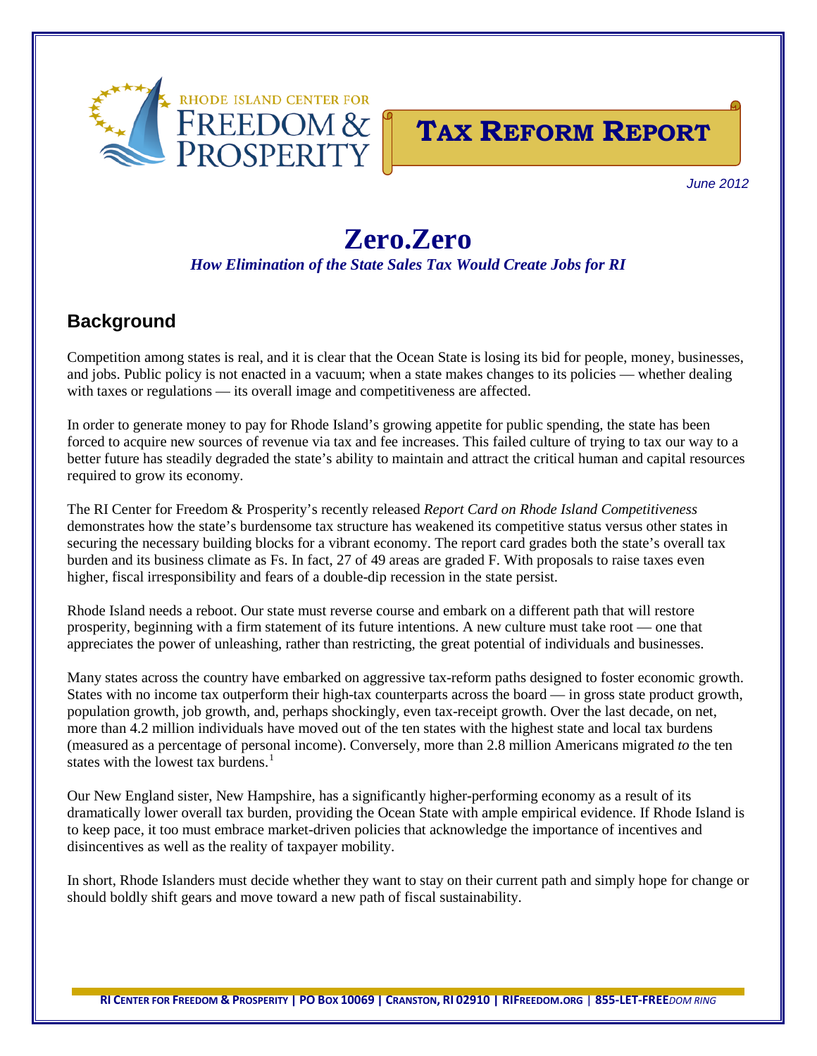RHODE ISLAND CENTER FOR FREEDOM & PROSPERITY

**TAX REFORM REPORT**

*June 2012*

# Zero.Zero

*How Elimination of the State Sales Tax Would Create Jobs for RI*

## Background

Competition among states is real, and it is clear that the Ocean State is losing its bid for people, money, businesses, and jobs. Public policy is not enacted in a vacuum; when a state makes changes to its policies — whether dealing with taxes or regulations — its overall image and competitiveness are affected.

In order to generate money to pay for Rhode Island's growing appetite for public spending, the state has been forced to acquire new sources of revenue via tax and fee increases. This failed culture of trying to tax our way to a better future has steadily degraded the state's ability to maintain and attract the critical human and capital resources required to grow its economy.

The RI Center for Freedom & Prosperity's recently released *Report Card on Rhode Island Competitiveness* demonstrates how the state's burdensome tax structure has weakened its competitive status versus other states in securing the necessary building blocks for a vibrant economy. The report card grades both the state's overall tax burden and its business climate as Fs. In fact, 27 of 49 areas are graded F. With proposals to raise taxes even higher, fiscal irresponsibility and fears of a double-dip recession in the state persist.

Rhode Island needs a reboot. Our state must reverse course and embark on a different path that will restore prosperity, beginning with a firm statement of its future intentions. A new culture must take root — one that appreciates the power of unleashing, rather than restricting, the great potential of individuals and businesses.

Many states across the country have embarked on aggressive tax-reform paths designed to foster economic growth. States with no income tax outperform their high-tax counterparts across the board — in gross state product growth, population growth, job growth, and, perhaps shockingly, even tax-receipt growth. Over the last decade, on net, more than 4.2 million individuals have moved out of the ten states with the highest state and local tax burdens (measured as a percentage of personal income). Conversely, more than 2.8 million Americans migrated *to* the ten states with the lowest tax burdens.[1]

Our New England sister, New Hampshire, has a significantly higher-performing economy as a result of its dramatically lower overall tax burden, providing the Ocean State with ample empirical evidence. If Rhode Island is to keep pace, it too must embrace market-driven policies that acknowledge the importance of incentives and disincentives as well as the reality of taxpayer mobility.

In short, Rhode Islanders must decide whether they want to stay on their current path and simply hope for change or should boldly shift gears and move toward a new path of fiscal sustainability.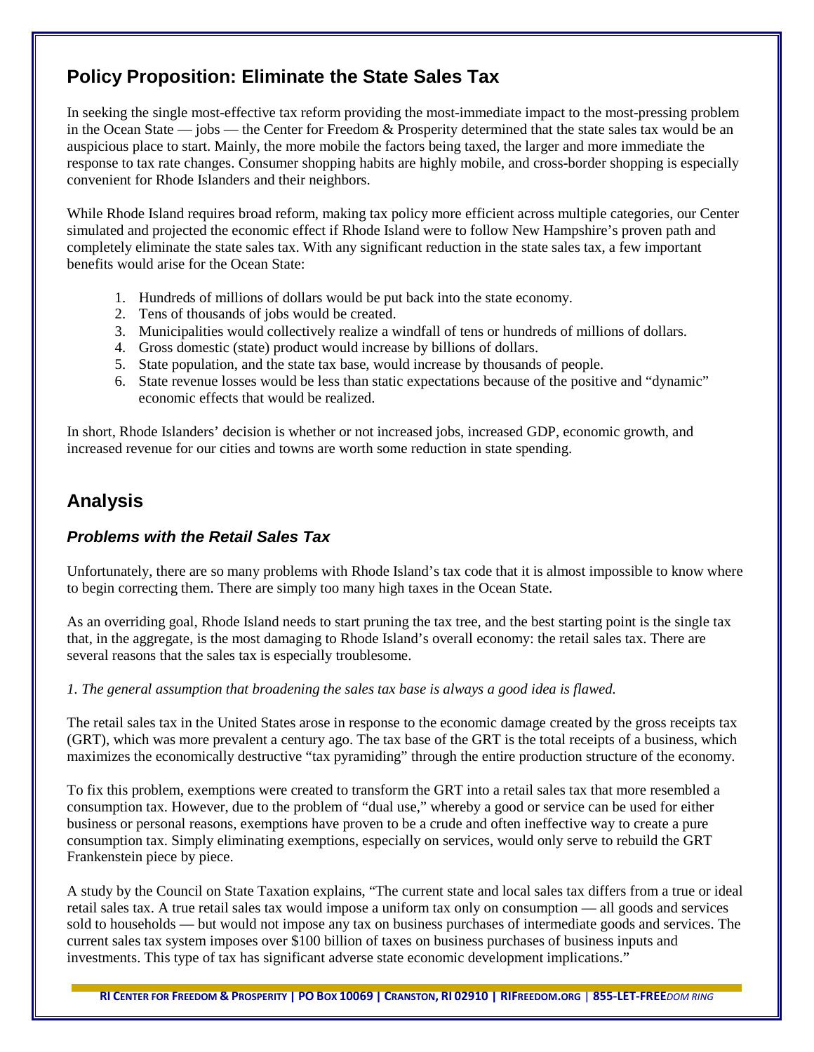## Policy Proposition: Eliminate the State Sales Tax

In seeking the single most-effective tax reform providing the most-immediate impact to the most-pressing problem in the Ocean State — jobs — the Center for Freedom & Prosperity determined that the state sales tax would be an auspicious place to start. Mainly, the more mobile the factors being taxed, the larger and more immediate the response to tax rate changes. Consumer shopping habits are highly mobile, and cross-border shopping is especially convenient for Rhode Islanders and their neighbors.

While Rhode Island requires broad reform, making tax policy more efficient across multiple categories, our Center simulated and projected the economic effect if Rhode Island were to follow New Hampshire's proven path and completely eliminate the state sales tax. With any significant reduction in the state sales tax, a few important benefits would arise for the Ocean State:

1. Hundreds of millions of dollars would be put back into the state economy.
2. Tens of thousands of jobs would be created.
3. Municipalities would collectively realize a windfall of tens or hundreds of millions of dollars.
4. Gross domestic (state) product would increase by billions of dollars.
5. State population, and the state tax base, would increase by thousands of people.
6. State revenue losses would be less than static expectations because of the positive and "dynamic" economic effects that would be realized.

In short, Rhode Islanders' decision is whether or not increased jobs, increased GDP, economic growth, and increased revenue for our cities and towns are worth some reduction in state spending.

## Analysis

### *Problems with the Retail Sales Tax*

Unfortunately, there are so many problems with Rhode Island's tax code that it is almost impossible to know where to begin correcting them. There are simply too many high taxes in the Ocean State.

As an overriding goal, Rhode Island needs to start pruning the tax tree, and the best starting point is the single tax that, in the aggregate, is the most damaging to Rhode Island's overall economy: the retail sales tax. There are several reasons that the sales tax is especially troublesome.

*1. The general assumption that broadening the sales tax base is always a good idea is flawed.*

The retail sales tax in the United States arose in response to the economic damage created by the gross receipts tax (GRT), which was more prevalent a century ago. The tax base of the GRT is the total receipts of a business, which maximizes the economically destructive "tax pyramiding" through the entire production structure of the economy.

To fix this problem, exemptions were created to transform the GRT into a retail sales tax that more resembled a consumption tax. However, due to the problem of "dual use," whereby a good or service can be used for either business or personal reasons, exemptions have proven to be a crude and often ineffective way to create a pure consumption tax. Simply eliminating exemptions, especially on services, would only serve to rebuild the GRT Frankenstein piece by piece.

A study by the Council on State Taxation explains, "The current state and local sales tax differs from a true or ideal retail sales tax. A true retail sales tax would impose a uniform tax only on consumption — all goods and services sold to households — but would not impose any tax on business purchases of intermediate goods and services. The current sales tax system imposes over $100 billion of taxes on business purchases of business inputs and investments. This type of tax has significant adverse state economic development implications."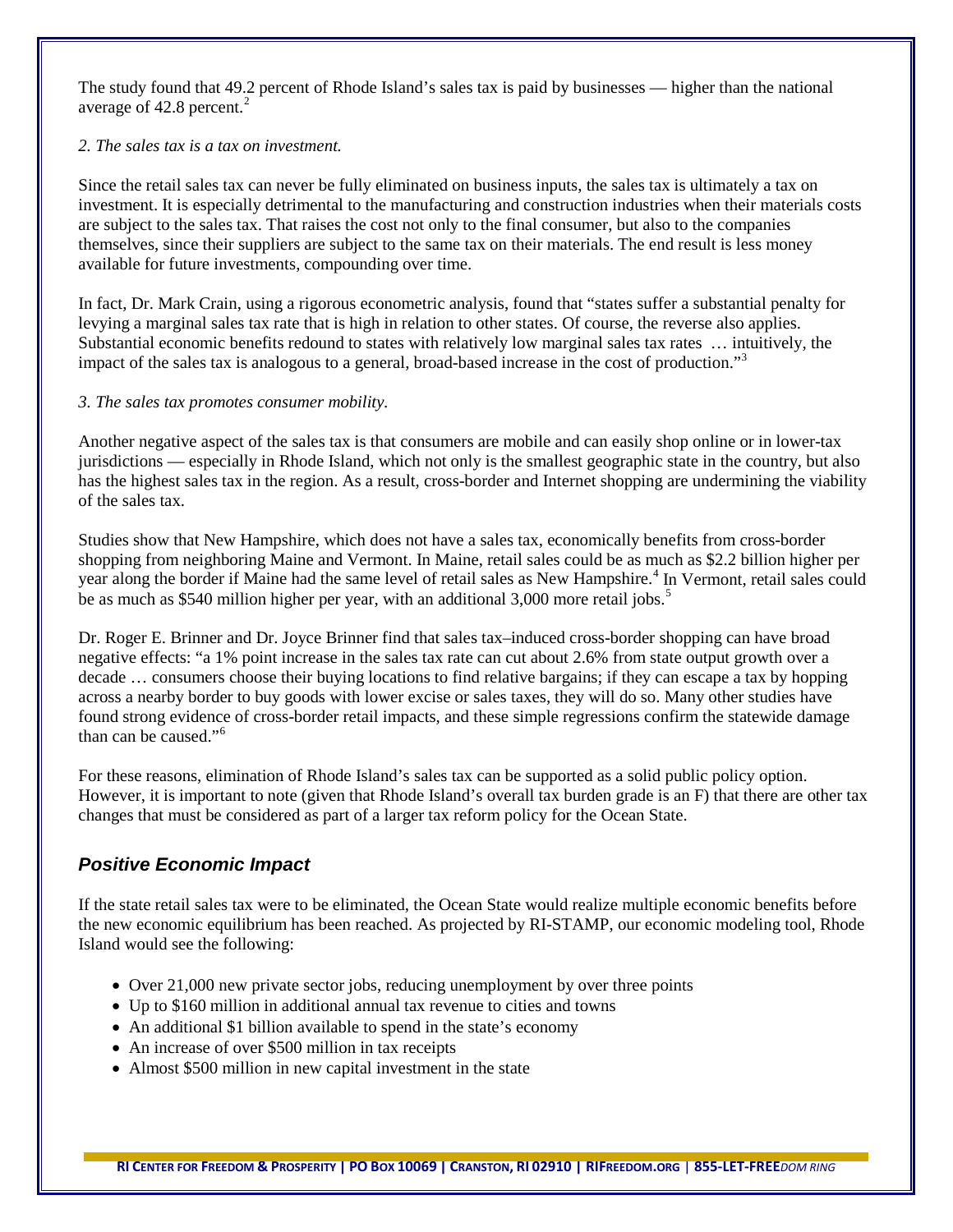The study found that 49.2 percent of Rhode Island's sales tax is paid by businesses — higher than the national average of 42.8 percent.[2]

*2. The sales tax is a tax on investment.*

Since the retail sales tax can never be fully eliminated on business inputs, the sales tax is ultimately a tax on investment. It is especially detrimental to the manufacturing and construction industries when their materials costs are subject to the sales tax. That raises the cost not only to the final consumer, but also to the companies themselves, since their suppliers are subject to the same tax on their materials. The end result is less money available for future investments, compounding over time.

In fact, Dr. Mark Crain, using a rigorous econometric analysis, found that "states suffer a substantial penalty for levying a marginal sales tax rate that is high in relation to other states. Of course, the reverse also applies. Substantial economic benefits redound to states with relatively low marginal sales tax rates … intuitively, the impact of the sales tax is analogous to a general, broad-based increase in the cost of production."[3]

*3. The sales tax promotes consumer mobility.*

Another negative aspect of the sales tax is that consumers are mobile and can easily shop online or in lower-tax jurisdictions — especially in Rhode Island, which not only is the smallest geographic state in the country, but also has the highest sales tax in the region. As a result, cross-border and Internet shopping are undermining the viability of the sales tax.

Studies show that New Hampshire, which does not have a sales tax, economically benefits from cross-border shopping from neighboring Maine and Vermont. In Maine, retail sales could be as much as $2.2 billion higher per year along the border if Maine had the same level of retail sales as New Hampshire.[4] In Vermont, retail sales could be as much as $540 million higher per year, with an additional 3,000 more retail jobs.[5]

Dr. Roger E. Brinner and Dr. Joyce Brinner find that sales tax–induced cross-border shopping can have broad negative effects: "a 1% point increase in the sales tax rate can cut about 2.6% from state output growth over a decade … consumers choose their buying locations to find relative bargains; if they can escape a tax by hopping across a nearby border to buy goods with lower excise or sales taxes, they will do so. Many other studies have found strong evidence of cross-border retail impacts, and these simple regressions confirm the statewide damage than can be caused."[6]

For these reasons, elimination of Rhode Island's sales tax can be supported as a solid public policy option. However, it is important to note (given that Rhode Island's overall tax burden grade is an F) that there are other tax changes that must be considered as part of a larger tax reform policy for the Ocean State.

## *Positive Economic Impact*

If the state retail sales tax were to be eliminated, the Ocean State would realize multiple economic benefits before the new economic equilibrium has been reached. As projected by RI-STAMP, our economic modeling tool, Rhode Island would see the following:

- Over 21,000 new private sector jobs, reducing unemployment by over three points
- Up to $160 million in additional annual tax revenue to cities and towns
- An additional $1 billion available to spend in the state's economy
- An increase of over $500 million in tax receipts
- Almost $500 million in new capital investment in the state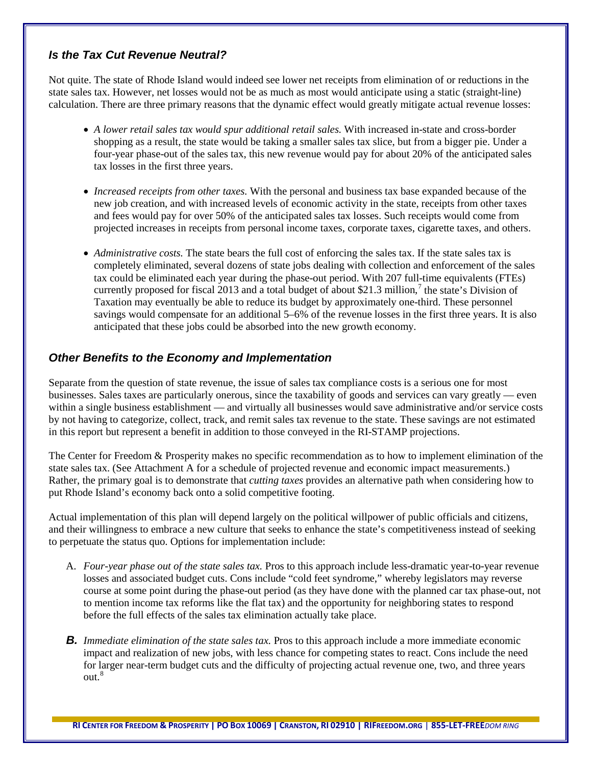### *Is the Tax Cut Revenue Neutral?*

Not quite. The state of Rhode Island would indeed see lower net receipts from elimination of or reductions in the state sales tax. However, net losses would not be as much as most would anticipate using a static (straight-line) calculation. There are three primary reasons that the dynamic effect would greatly mitigate actual revenue losses:

- *A lower retail sales tax would spur additional retail sales.* With increased in-state and cross-border shopping as a result, the state would be taking a smaller sales tax slice, but from a bigger pie. Under a four-year phase-out of the sales tax, this new revenue would pay for about 20% of the anticipated sales tax losses in the first three years.

- *Increased receipts from other taxes.* With the personal and business tax base expanded because of the new job creation, and with increased levels of economic activity in the state, receipts from other taxes and fees would pay for over 50% of the anticipated sales tax losses. Such receipts would come from projected increases in receipts from personal income taxes, corporate taxes, cigarette taxes, and others.

- *Administrative costs.* The state bears the full cost of enforcing the sales tax. If the state sales tax is completely eliminated, several dozens of state jobs dealing with collection and enforcement of the sales tax could be eliminated each year during the phase-out period. With 207 full-time equivalents (FTEs) currently proposed for fiscal 2013 and a total budget of about $21.3 million,[7] the state's Division of Taxation may eventually be able to reduce its budget by approximately one-third. These personnel savings would compensate for an additional 5–6% of the revenue losses in the first three years. It is also anticipated that these jobs could be absorbed into the new growth economy.

### *Other Benefits to the Economy and Implementation*

Separate from the question of state revenue, the issue of sales tax compliance costs is a serious one for most businesses. Sales taxes are particularly onerous, since the taxability of goods and services can vary greatly — even within a single business establishment — and virtually all businesses would save administrative and/or service costs by not having to categorize, collect, track, and remit sales tax revenue to the state. These savings are not estimated in this report but represent a benefit in addition to those conveyed in the RI-STAMP projections.

The Center for Freedom & Prosperity makes no specific recommendation as to how to implement elimination of the state sales tax. (See Attachment A for a schedule of projected revenue and economic impact measurements.) Rather, the primary goal is to demonstrate that *cutting taxes* provides an alternative path when considering how to put Rhode Island's economy back onto a solid competitive footing.

Actual implementation of this plan will depend largely on the political willpower of public officials and citizens, and their willingness to embrace a new culture that seeks to enhance the state's competitiveness instead of seeking to perpetuate the status quo. Options for implementation include:

A. *Four-year phase out of the state sales tax.* Pros to this approach include less-dramatic year-to-year revenue losses and associated budget cuts. Cons include "cold feet syndrome," whereby legislators may reverse course at some point during the phase-out period (as they have done with the planned car tax phase-out, not to mention income tax reforms like the flat tax) and the opportunity for neighboring states to respond before the full effects of the sales tax elimination actually take place.

**B.** *Immediate elimination of the state sales tax.* Pros to this approach include a more immediate economic impact and realization of new jobs, with less chance for competing states to react. Cons include the need for larger near-term budget cuts and the difficulty of projecting actual revenue one, two, and three years out.[8]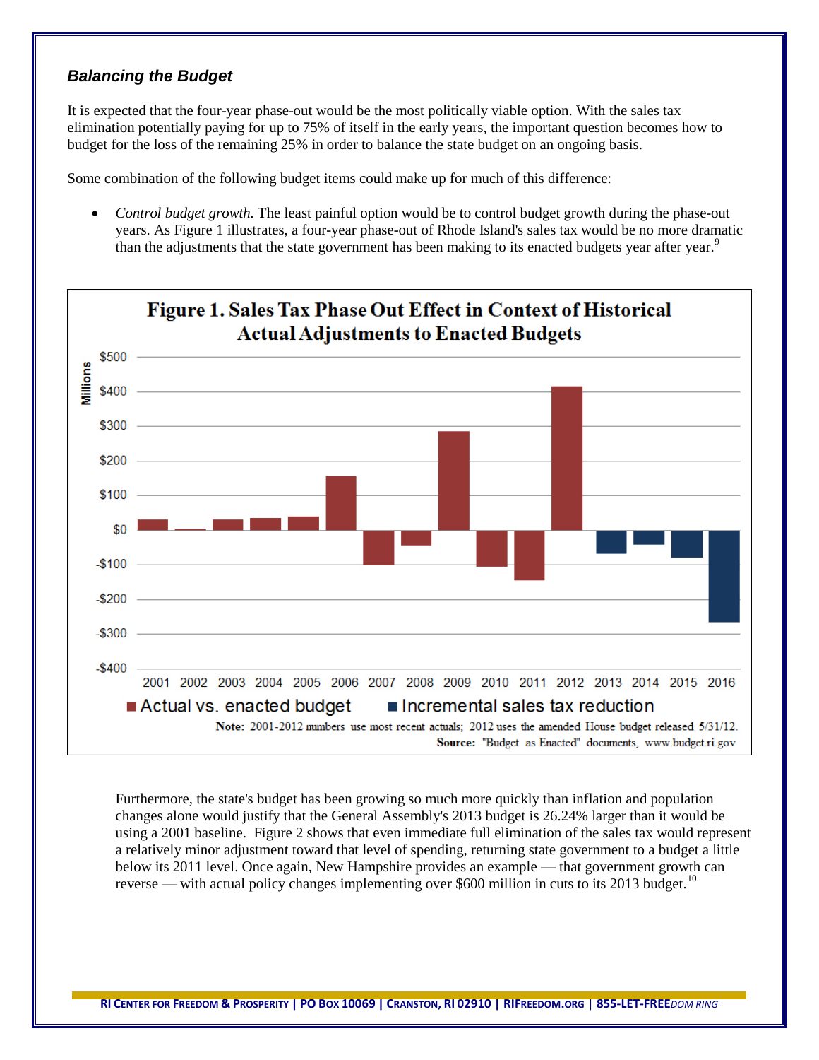### *Balancing the Budget*

It is expected that the four-year phase-out would be the most politically viable option. With the sales tax elimination potentially paying for up to 75% of itself in the early years, the important question becomes how to budget for the loss of the remaining 25% in order to balance the state budget on an ongoing basis.

Some combination of the following budget items could make up for much of this difference:

- *Control budget growth.* The least painful option would be to control budget growth during the phase-out years. As Figure 1 illustrates, a four-year phase-out of Rhode Island's sales tax would be no more dramatic than the adjustments that the state government has been making to its enacted budgets year after year.[9]

**Figure 1. Sales Tax Phase Out Effect in Context of Historical Actual Adjustments to Enacted Budgets**

Legend: Actual vs. enacted budget; Incremental sales tax reduction

**Note:** 2001-2012 numbers use most recent actuals; 2012 uses the amended House budget released 5/31/12.
**Source:** "Budget as Enacted" documents, www.budget.ri.gov

  Furthermore, the state's budget has been growing so much more quickly than inflation and population changes alone would justify that the General Assembly's 2013 budget is 26.24% larger than it would be using a 2001 baseline. Figure 2 shows that even immediate full elimination of the sales tax would represent a relatively minor adjustment toward that level of spending, returning state government to a budget a little below its 2011 level. Once again, New Hampshire provides an example — that government growth can reverse — with actual policy changes implementing over $600 million in cuts to its 2013 budget.[10]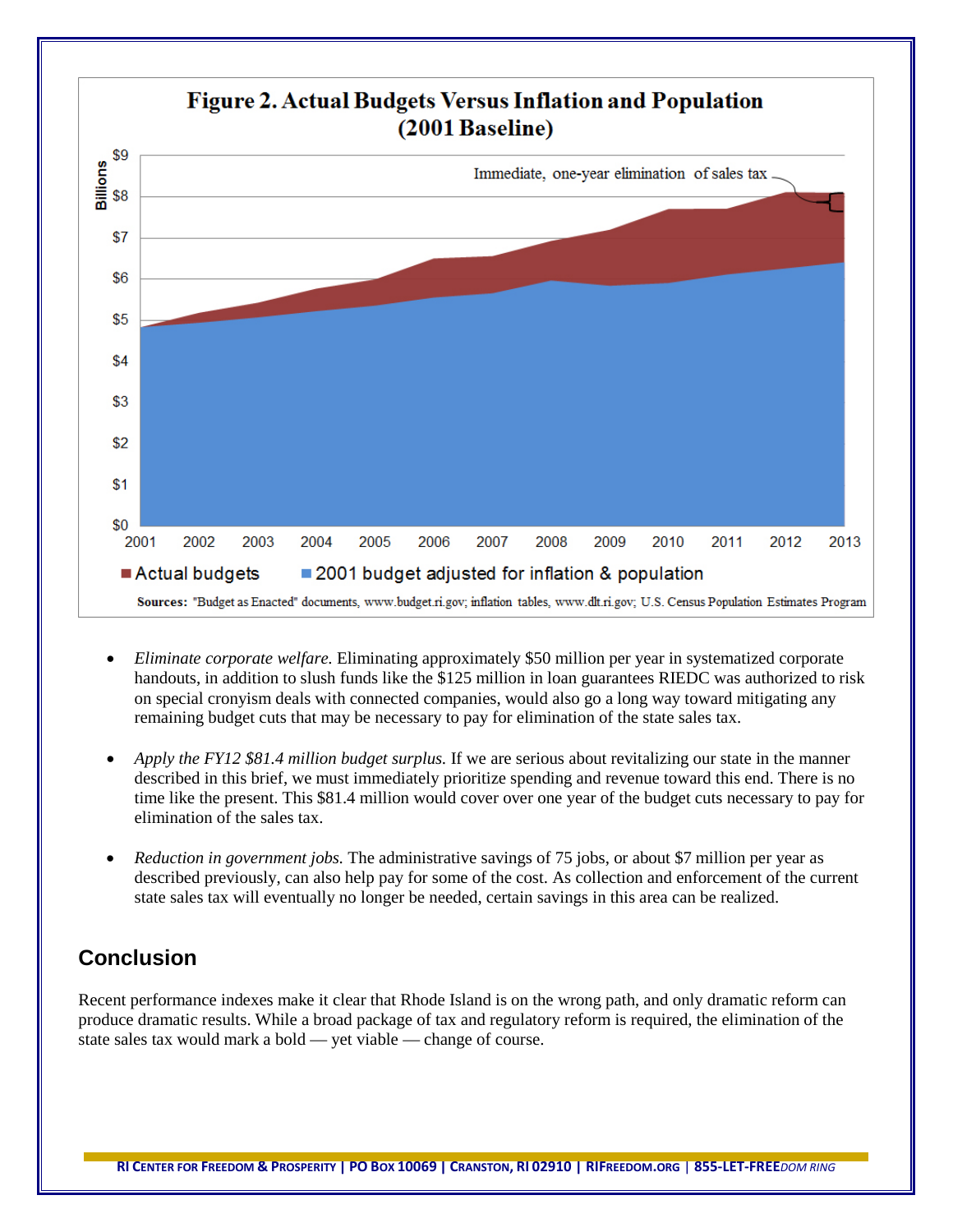**Figure 2. Actual Budgets Versus Inflation and Population (2001 Baseline)**

Sources: "Budget as Enacted" documents, www.budget.ri.gov; inflation tables, www.dlt.ri.gov; U.S. Census Population Estimates Program

- *Eliminate corporate welfare.* Eliminating approximately $50 million per year in systematized corporate handouts, in addition to slush funds like the $125 million in loan guarantees RIEDC was authorized to risk on special cronyism deals with connected companies, would also go a long way toward mitigating any remaining budget cuts that may be necessary to pay for elimination of the state sales tax.

- *Apply the FY12 $81.4 million budget surplus.* If we are serious about revitalizing our state in the manner described in this brief, we must immediately prioritize spending and revenue toward this end. There is no time like the present. This $81.4 million would cover over one year of the budget cuts necessary to pay for elimination of the sales tax.

- *Reduction in government jobs.* The administrative savings of 75 jobs, or about $7 million per year as described previously, can also help pay for some of the cost. As collection and enforcement of the current state sales tax will eventually no longer be needed, certain savings in this area can be realized.

## Conclusion

Recent performance indexes make it clear that Rhode Island is on the wrong path, and only dramatic reform can produce dramatic results. While a broad package of tax and regulatory reform is required, the elimination of the state sales tax would mark a bold — yet viable — change of course.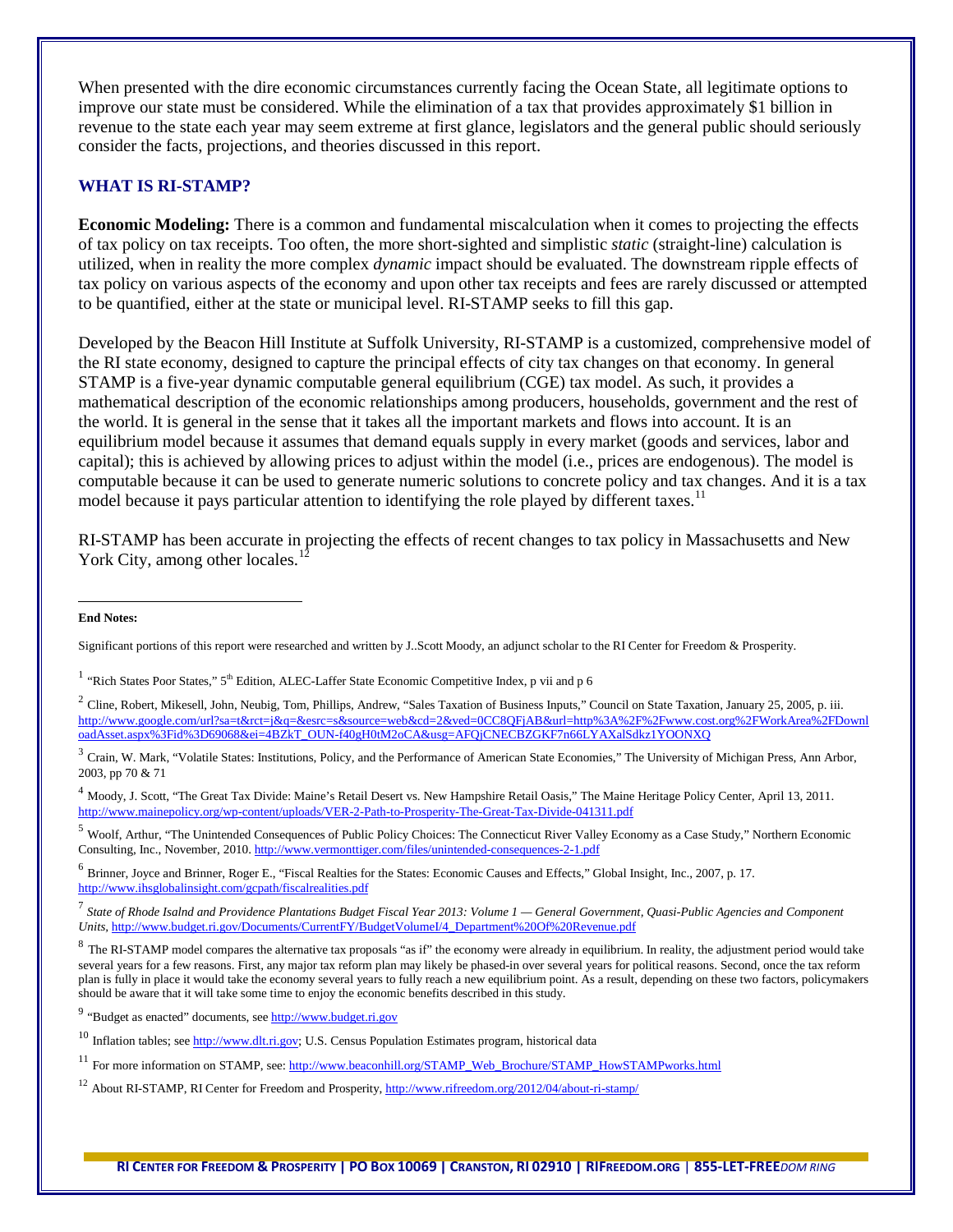When presented with the dire economic circumstances currently facing the Ocean State, all legitimate options to improve our state must be considered. While the elimination of a tax that provides approximately $1 billion in revenue to the state each year may seem extreme at first glance, legislators and the general public should seriously consider the facts, projections, and theories discussed in this report.

## WHAT IS RI-STAMP?

**Economic Modeling:** There is a common and fundamental miscalculation when it comes to projecting the effects of tax policy on tax receipts. Too often, the more short-sighted and simplistic *static* (straight-line) calculation is utilized, when in reality the more complex *dynamic* impact should be evaluated. The downstream ripple effects of tax policy on various aspects of the economy and upon other tax receipts and fees are rarely discussed or attempted to be quantified, either at the state or municipal level. RI-STAMP seeks to fill this gap.

Developed by the Beacon Hill Institute at Suffolk University, RI-STAMP is a customized, comprehensive model of the RI state economy, designed to capture the principal effects of city tax changes on that economy. In general STAMP is a five-year dynamic computable general equilibrium (CGE) tax model. As such, it provides a mathematical description of the economic relationships among producers, households, government and the rest of the world. It is general in the sense that it takes all the important markets and flows into account. It is an equilibrium model because it assumes that demand equals supply in every market (goods and services, labor and capital); this is achieved by allowing prices to adjust within the model (i.e., prices are endogenous). The model is computable because it can be used to generate numeric solutions to concrete policy and tax changes. And it is a tax model because it pays particular attention to identifying the role played by different taxes.[11]

RI-STAMP has been accurate in projecting the effects of recent changes to tax policy in Massachusetts and New York City, among other locales.[12]

---

**End Notes:**

Significant portions of this report were researched and written by J..Scott Moody, an adjunct scholar to the RI Center for Freedom & Prosperity.

[1] "Rich States Poor States," 5th Edition, ALEC-Laffer State Economic Competitive Index, p vii and p 6

[2] Cline, Robert, Mikesell, John, Neubig, Tom, Phillips, Andrew, "Sales Taxation of Business Inputs," Council on State Taxation, January 25, 2005, p. iii. http://www.google.com/url?sa=t&rct=j&q=&esrc=s&source=web&cd=2&ved=0CC8QFjAB&url=http%3A%2F%2Fwww.cost.org%2FWorkArea%2FDownloadAsset.aspx%3Fid%3D69068&ei=4BZkT_OUN-f40gH0tM2oCA&usg=AFQjCNECBZGKF7n66LYAXalSdkz1YOONXQ

[3] Crain, W. Mark, "Volatile States: Institutions, Policy, and the Performance of American State Economies," The University of Michigan Press, Ann Arbor, 2003, pp 70 & 71

[4] Moody, J. Scott, "The Great Tax Divide: Maine's Retail Desert vs. New Hampshire Retail Oasis," The Maine Heritage Policy Center, April 13, 2011. http://www.mainepolicy.org/wp-content/uploads/VER-2-Path-to-Prosperity-The-Great-Tax-Divide-041311.pdf

[5] Woolf, Arthur, "The Unintended Consequences of Public Policy Choices: The Connecticut River Valley Economy as a Case Study," Northern Economic Consulting, Inc., November, 2010. http://www.vermonttiger.com/files/unintended-consequences-2-1.pdf

[6] Brinner, Joyce and Brinner, Roger E., "Fiscal Realties for the States: Economic Causes and Effects," Global Insight, Inc., 2007, p. 17. http://www.ihsglobalinsight.com/gcpath/fiscalrealities.pdf

[7] *State of Rhode Isalnd and Providence Plantations Budget Fiscal Year 2013: Volume 1 — General Government, Quasi-Public Agencies and Component Units*, http://www.budget.ri.gov/Documents/CurrentFY/BudgetVolumeI/4_Department%20Of%20Revenue.pdf

[8] The RI-STAMP model compares the alternative tax proposals "as if" the economy were already in equilibrium. In reality, the adjustment period would take several years for a few reasons. First, any major tax reform plan may likely be phased-in over several years for political reasons. Second, once the tax reform plan is fully in place it would take the economy several years to fully reach a new equilibrium point. As a result, depending on these two factors, policymakers should be aware that it will take some time to enjoy the economic benefits described in this study.

[9] "Budget as enacted" documents, see http://www.budget.ri.gov

[10] Inflation tables; see http://www.dlt.ri.gov; U.S. Census Population Estimates program, historical data

[11] For more information on STAMP, see: http://www.beaconhill.org/STAMP_Web_Brochure/STAMP_HowSTAMPworks.html

[12] About RI-STAMP, RI Center for Freedom and Prosperity, http://www.rifreedom.org/2012/04/about-ri-stamp/